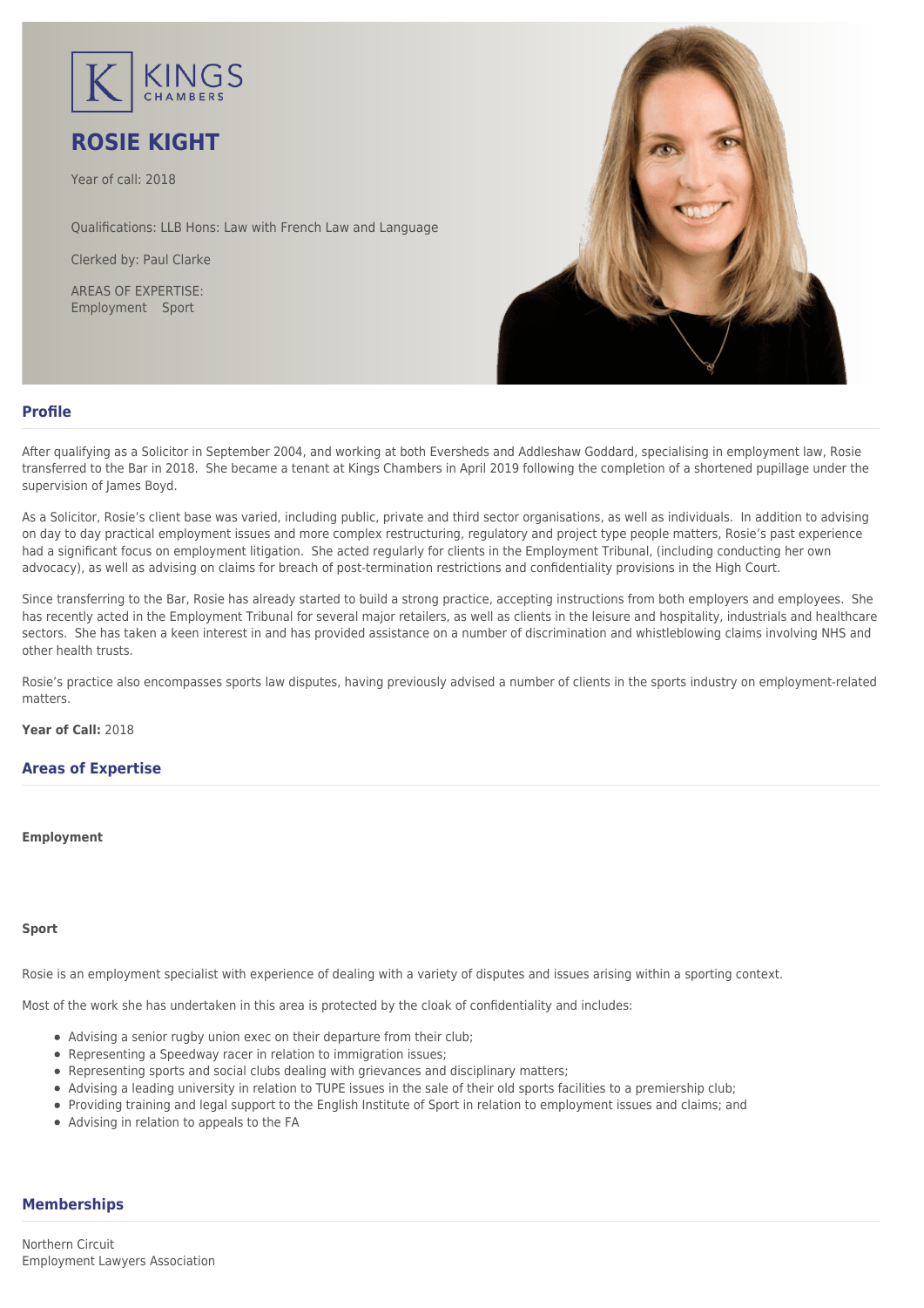KINGS CHAMBERS

# ROSIE KIGHT

Year of call: 2018

Qualifications: LLB Hons: Law with French Law and Language

Clerked by: Paul Clarke

AREAS OF EXPERTISE:
Employment Sport

## Profile

After qualifying as a Solicitor in September 2004, and working at both Eversheds and Addleshaw Goddard, specialising in employment law, Rosie transferred to the Bar in 2018. She became a tenant at Kings Chambers in April 2019 following the completion of a shortened pupillage under the supervision of James Boyd.

As a Solicitor, Rosie's client base was varied, including public, private and third sector organisations, as well as individuals. In addition to advising on day to day practical employment issues and more complex restructuring, regulatory and project type people matters, Rosie's past experience had a significant focus on employment litigation. She acted regularly for clients in the Employment Tribunal, (including conducting her own advocacy), as well as advising on claims for breach of post-termination restrictions and confidentiality provisions in the High Court.

Since transferring to the Bar, Rosie has already started to build a strong practice, accepting instructions from both employers and employees. She has recently acted in the Employment Tribunal for several major retailers, as well as clients in the leisure and hospitality, industrials and healthcare sectors. She has taken a keen interest in and has provided assistance on a number of discrimination and whistleblowing claims involving NHS and other health trusts.

Rosie's practice also encompasses sports law disputes, having previously advised a number of clients in the sports industry on employment-related matters.

**Year of Call:** 2018

## Areas of Expertise

**Employment**

**Sport**

Rosie is an employment specialist with experience of dealing with a variety of disputes and issues arising within a sporting context.

Most of the work she has undertaken in this area is protected by the cloak of confidentiality and includes:

- Advising a senior rugby union exec on their departure from their club;
- Representing a Speedway racer in relation to immigration issues;
- Representing sports and social clubs dealing with grievances and disciplinary matters;
- Advising a leading university in relation to TUPE issues in the sale of their old sports facilities to a premiership club;
- Providing training and legal support to the English Institute of Sport in relation to employment issues and claims; and
- Advising in relation to appeals to the FA

## Memberships

Northern Circuit
Employment Lawyers Association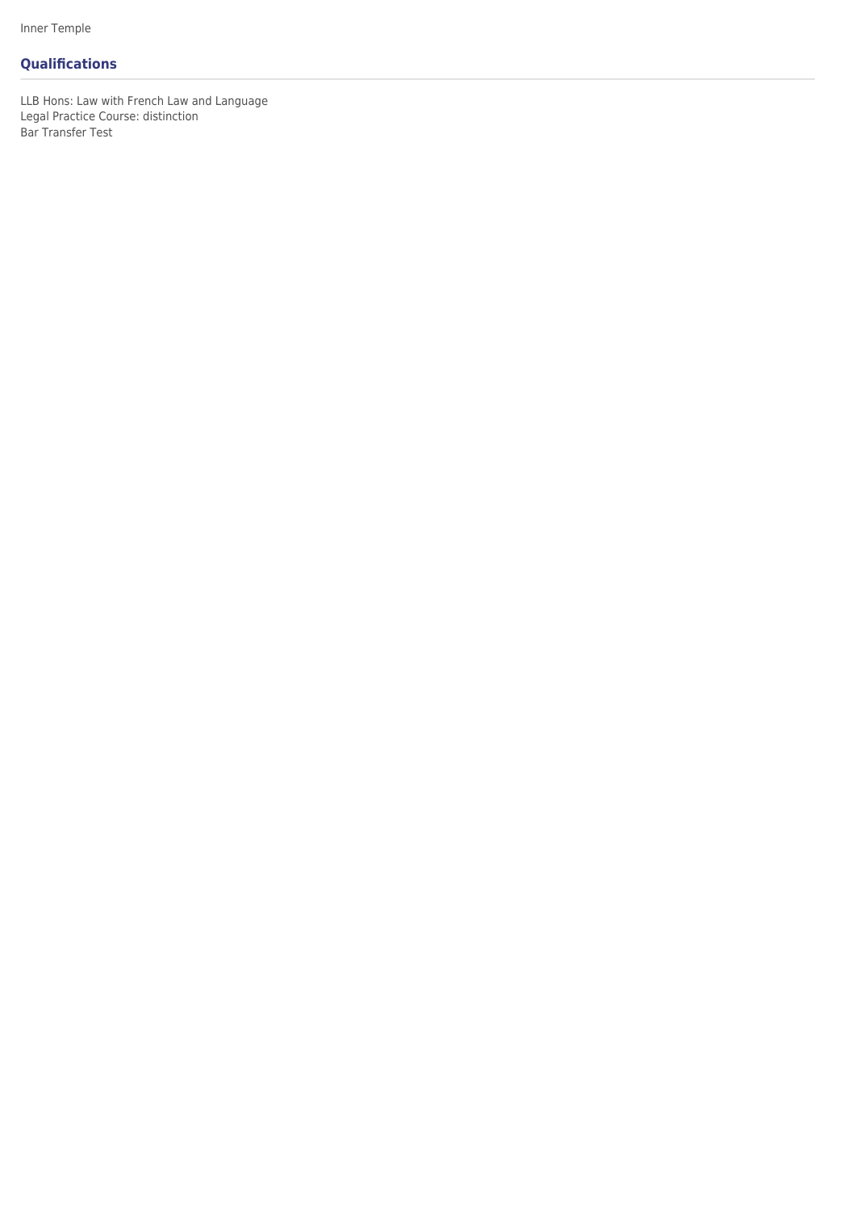Inner Temple

## Qualifications

LLB Hons: Law with French Law and Language
Legal Practice Course: distinction
Bar Transfer Test